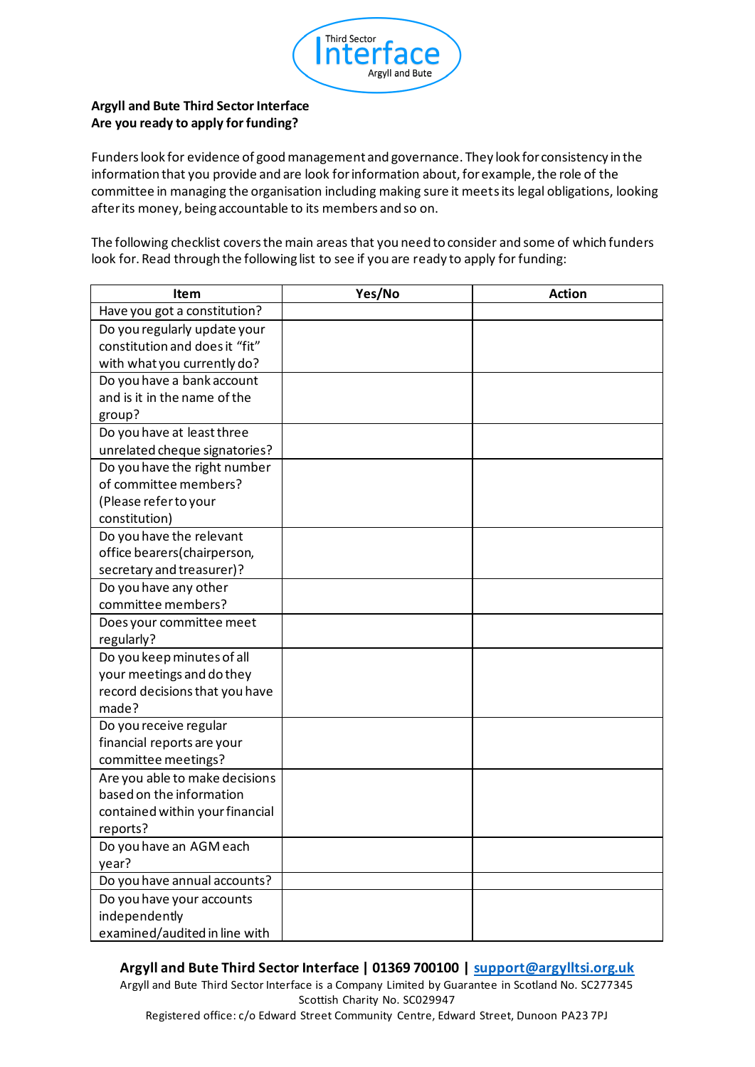**Argyll and Bute Third Sector Interface**
**Are you ready to apply for funding?**

Funders look for evidence of good management and governance. They look for consistency in the information that you provide and are look for information about, for example, the role of the committee in managing the organisation including making sure it meets its legal obligations, looking after its money, being accountable to its members and so on.

The following checklist covers the main areas that you need to consider and some of which funders look for. Read through the following list to see if you are ready to apply for funding:

| Item | Yes/No | Action |
|---|---|---|
| Have you got a constitution? | | |
| Do you regularly update your constitution and does it "fit" with what you currently do? | | |
| Do you have a bank account and is it in the name of the group? | | |
| Do you have at least three unrelated cheque signatories? | | |
| Do you have the right number of committee members? (Please refer to your constitution) | | |
| Do you have the relevant office bearers (chairperson, secretary and treasurer)? | | |
| Do you have any other committee members? | | |
| Does your committee meet regularly? | | |
| Do you keep minutes of all your meetings and do they record decisions that you have made? | | |
| Do you receive regular financial reports are your committee meetings? | | |
| Are you able to make decisions based on the information contained within your financial reports? | | |
| Do you have an AGM each year? | | |
| Do you have annual accounts? | | |
| Do you have your accounts independently examined/audited in line with | | |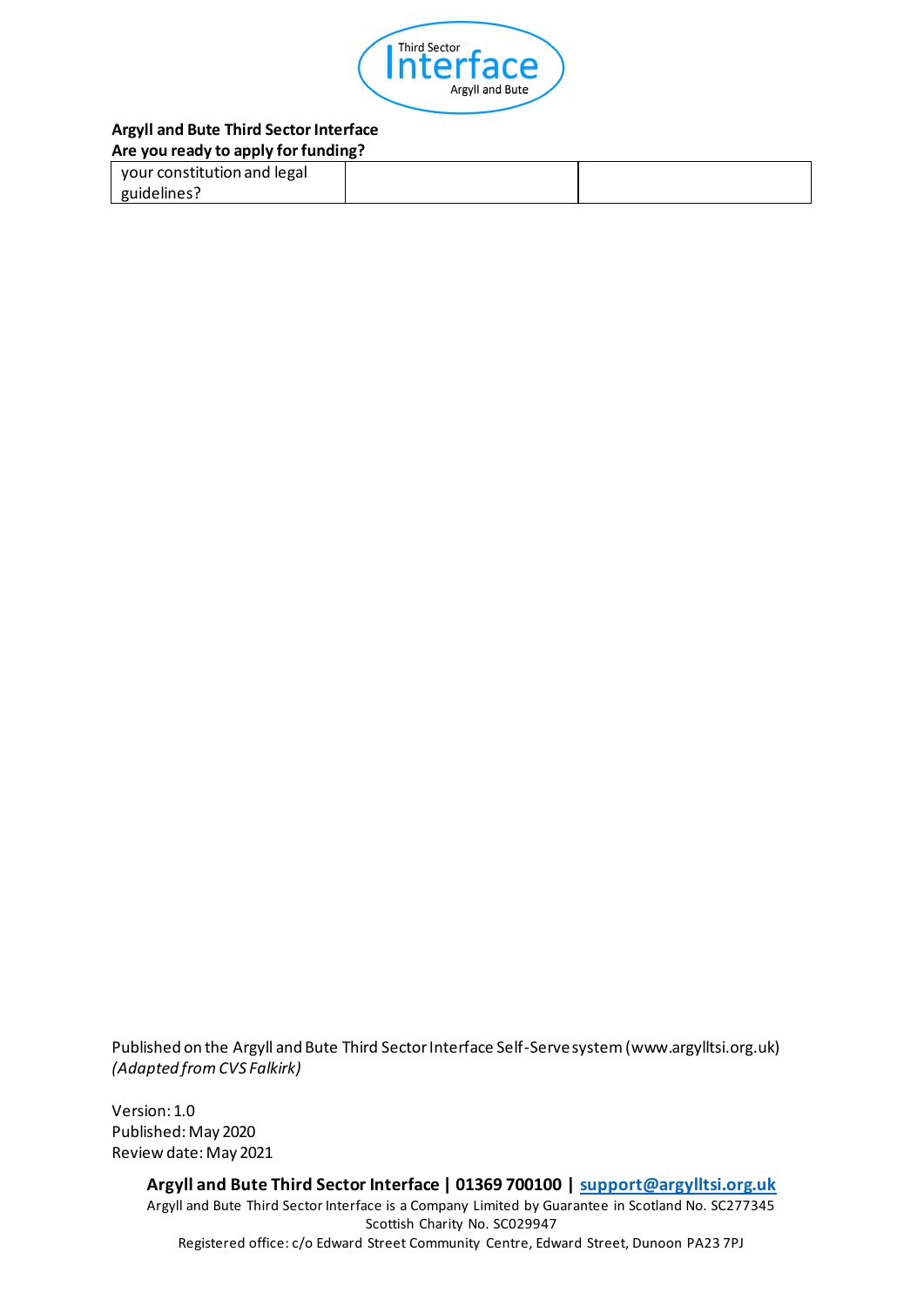**Argyll and Bute Third Sector Interface**
**Are you ready to apply for funding?**

| | | |
|---|---|---|
| your constitution and legal guidelines? | | |

Published on the Argyll and Bute Third Sector Interface Self-Serve system (www.argylltsi.org.uk)
*(Adapted from CVS Falkirk)*

Version: 1.0
Published: May 2020
Review date: May 2021

**Argyll and Bute Third Sector Interface | 01369 700100 | [support@argylltsi.org.uk](mailto:support@argylltsi.org.uk)**
Argyll and Bute Third Sector Interface is a Company Limited by Guarantee in Scotland No. SC277345
Scottish Charity No. SC029947
Registered office: c/o Edward Street Community Centre, Edward Street, Dunoon PA23 7PJ